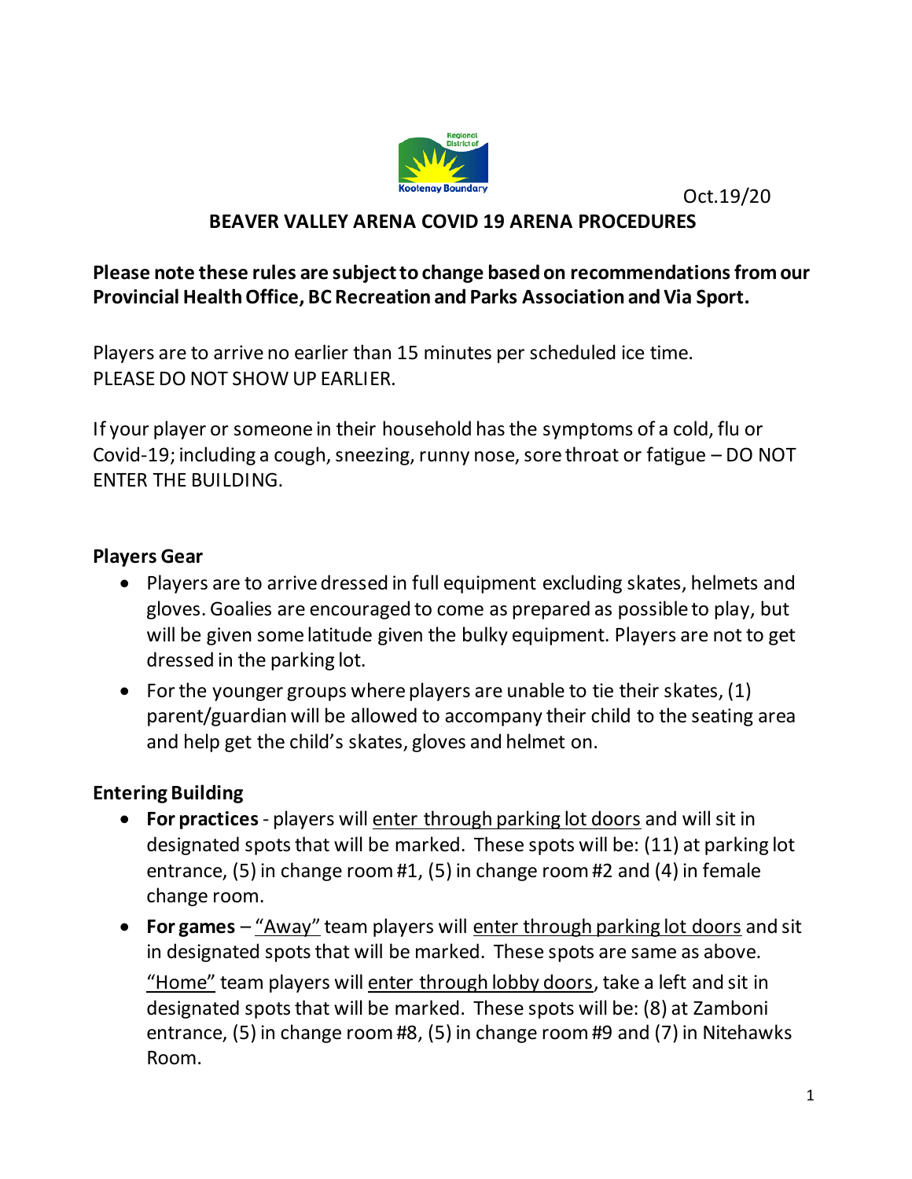Oct.19/20

# BEAVER VALLEY ARENA COVID 19 ARENA PROCEDURES

**Please note these rules are subject to change based on recommendations from our Provincial Health Office, BC Recreation and Parks Association and Via Sport.**

Players are to arrive no earlier than 15 minutes per scheduled ice time.
PLEASE DO NOT SHOW UP EARLIER.

If your player or someone in their household has the symptoms of a cold, flu or Covid-19; including a cough, sneezing, runny nose, sore throat or fatigue – DO NOT ENTER THE BUILDING.

## Players Gear

- Players are to arrive dressed in full equipment excluding skates, helmets and gloves. Goalies are encouraged to come as prepared as possible to play, but will be given some latitude given the bulky equipment. Players are not to get dressed in the parking lot.
- For the younger groups where players are unable to tie their skates, (1) parent/guardian will be allowed to accompany their child to the seating area and help get the child's skates, gloves and helmet on.

## Entering Building

- **For practices** - players will enter through parking lot doors and will sit in designated spots that will be marked. These spots will be: (11) at parking lot entrance, (5) in change room #1, (5) in change room #2 and (4) in female change room.
- **For games** – "Away" team players will enter through parking lot doors and sit in designated spots that will be marked. These spots are same as above.

  "Home" team players will enter through lobby doors, take a left and sit in designated spots that will be marked. These spots will be: (8) at Zamboni entrance, (5) in change room #8, (5) in change room #9 and (7) in Nitehawks Room.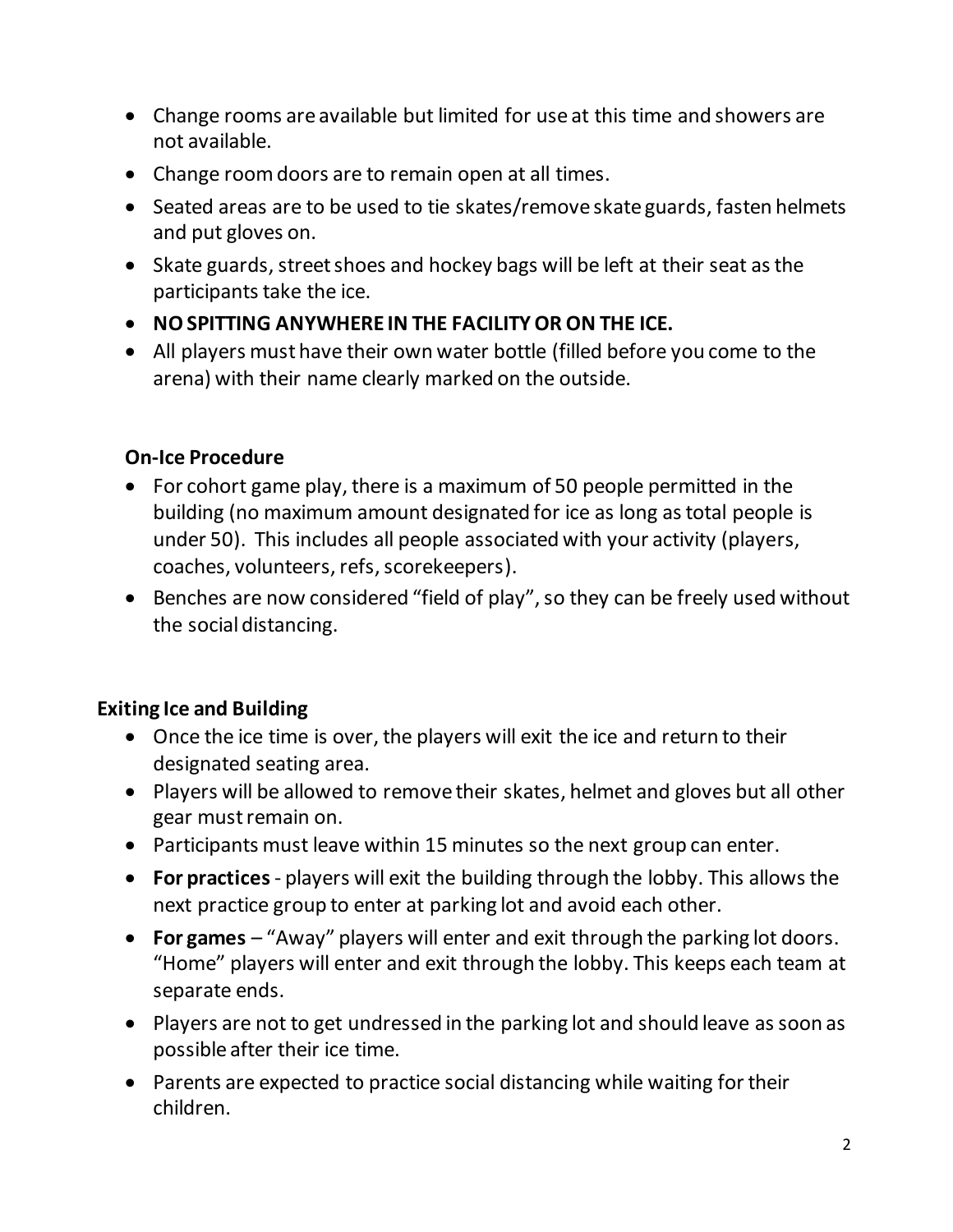- Change rooms are available but limited for use at this time and showers are not available.
- Change room doors are to remain open at all times.
- Seated areas are to be used to tie skates/remove skate guards, fasten helmets and put gloves on.
- Skate guards, street shoes and hockey bags will be left at their seat as the participants take the ice.
- **NO SPITTING ANYWHERE IN THE FACILITY OR ON THE ICE.**
- All players must have their own water bottle (filled before you come to the arena) with their name clearly marked on the outside.

**On-Ice Procedure**

- For cohort game play, there is a maximum of 50 people permitted in the building (no maximum amount designated for ice as long as total people is under 50). This includes all people associated with your activity (players, coaches, volunteers, refs, scorekeepers).
- Benches are now considered "field of play", so they can be freely used without the social distancing.

**Exiting Ice and Building**

- Once the ice time is over, the players will exit the ice and return to their designated seating area.
- Players will be allowed to remove their skates, helmet and gloves but all other gear must remain on.
- Participants must leave within 15 minutes so the next group can enter.
- **For practices** - players will exit the building through the lobby. This allows the next practice group to enter at parking lot and avoid each other.
- **For games** – "Away" players will enter and exit through the parking lot doors. "Home" players will enter and exit through the lobby. This keeps each team at separate ends.
- Players are not to get undressed in the parking lot and should leave as soon as possible after their ice time.
- Parents are expected to practice social distancing while waiting for their children.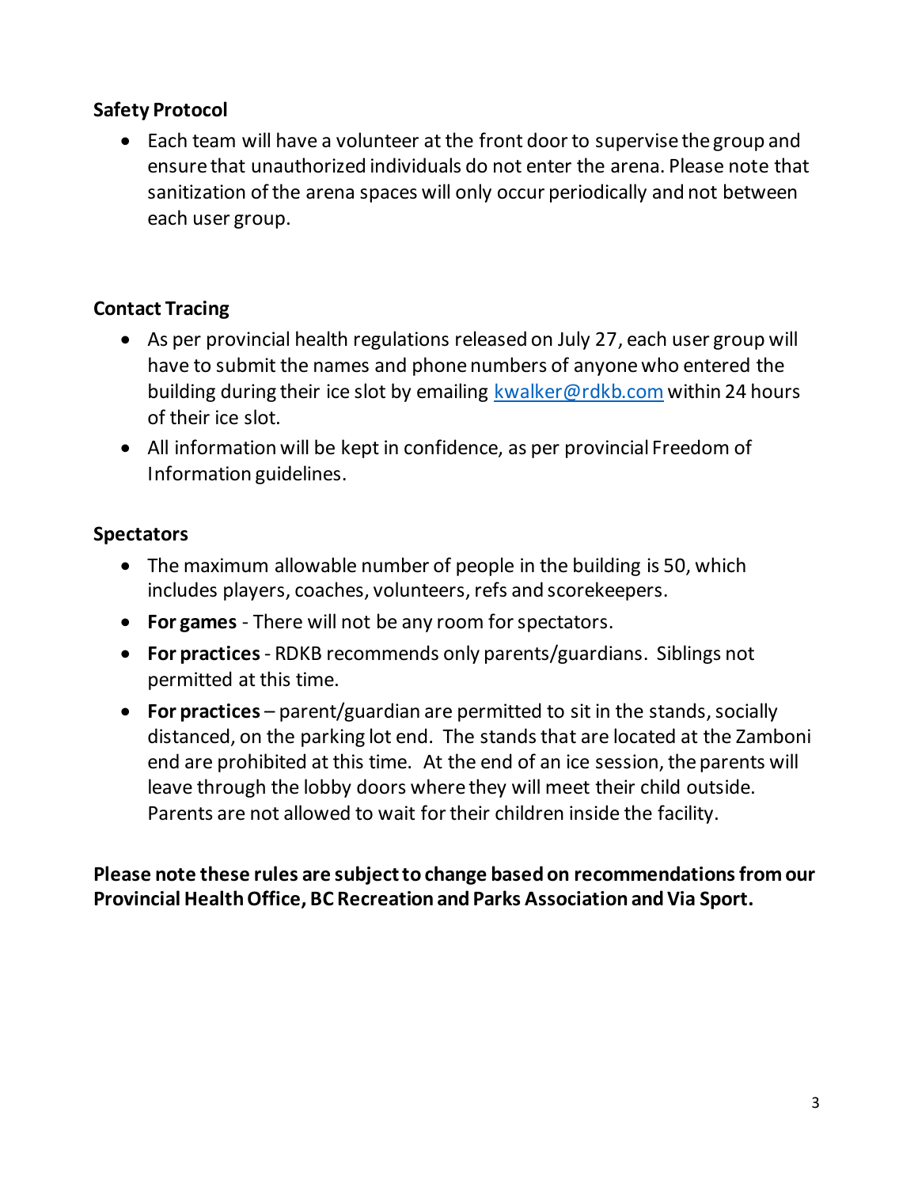**Safety Protocol**

- Each team will have a volunteer at the front door to supervise the group and ensure that unauthorized individuals do not enter the arena. Please note that sanitization of the arena spaces will only occur periodically and not between each user group.

**Contact Tracing**

- As per provincial health regulations released on July 27, each user group will have to submit the names and phone numbers of anyone who entered the building during their ice slot by emailing [kwalker@rdkb.com](mailto:kwalker@rdkb.com) within 24 hours of their ice slot.
- All information will be kept in confidence, as per provincial Freedom of Information guidelines.

**Spectators**

- The maximum allowable number of people in the building is 50, which includes players, coaches, volunteers, refs and scorekeepers.
- **For games** - There will not be any room for spectators.
- **For practices** - RDKB recommends only parents/guardians. Siblings not permitted at this time.
- **For practices** – parent/guardian are permitted to sit in the stands, socially distanced, on the parking lot end. The stands that are located at the Zamboni end are prohibited at this time. At the end of an ice session, the parents will leave through the lobby doors where they will meet their child outside. Parents are not allowed to wait for their children inside the facility.

**Please note these rules are subject to change based on recommendations from our Provincial Health Office, BC Recreation and Parks Association and Via Sport.**